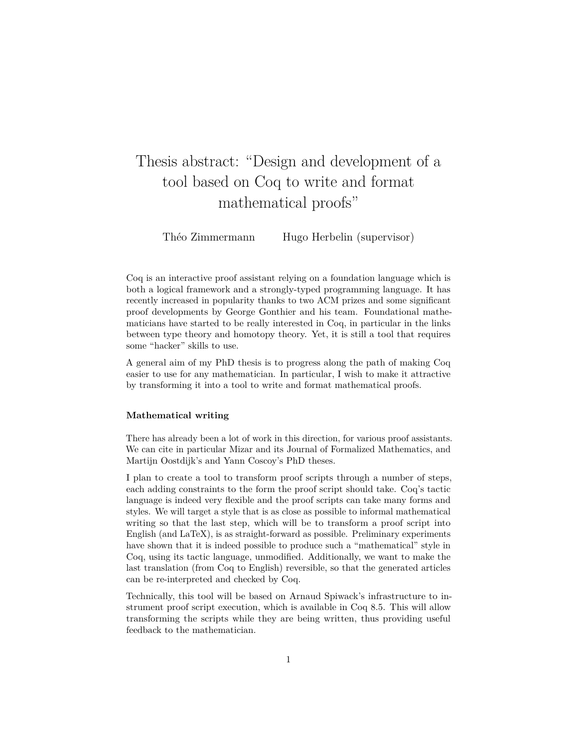# Thesis abstract: "Design and development of a tool based on Coq to write and format mathematical proofs"

Théo Zimmermann    Hugo Herbelin (supervisor)

Coq is an interactive proof assistant relying on a foundation language which is both a logical framework and a strongly-typed programming language. It has recently increased in popularity thanks to two ACM prizes and some significant proof developments by George Gonthier and his team. Foundational mathematicians have started to be really interested in Coq, in particular in the links between type theory and homotopy theory. Yet, it is still a tool that requires some "hacker" skills to use.

A general aim of my PhD thesis is to progress along the path of making Coq easier to use for any mathematician. In particular, I wish to make it attractive by transforming it into a tool to write and format mathematical proofs.

### Mathematical writing

There has already been a lot of work in this direction, for various proof assistants. We can cite in particular Mizar and its Journal of Formalized Mathematics, and Martijn Oostdijk's and Yann Coscoy's PhD theses.

I plan to create a tool to transform proof scripts through a number of steps, each adding constraints to the form the proof script should take. Coq's tactic language is indeed very flexible and the proof scripts can take many forms and styles. We will target a style that is as close as possible to informal mathematical writing so that the last step, which will be to transform a proof script into English (and LaTeX), is as straight-forward as possible. Preliminary experiments have shown that it is indeed possible to produce such a "mathematical" style in Coq, using its tactic language, unmodified. Additionally, we want to make the last translation (from Coq to English) reversible, so that the generated articles can be re-interpreted and checked by Coq.

Technically, this tool will be based on Arnaud Spiwack's infrastructure to instrument proof script execution, which is available in Coq 8.5. This will allow transforming the scripts while they are being written, thus providing useful feedback to the mathematician.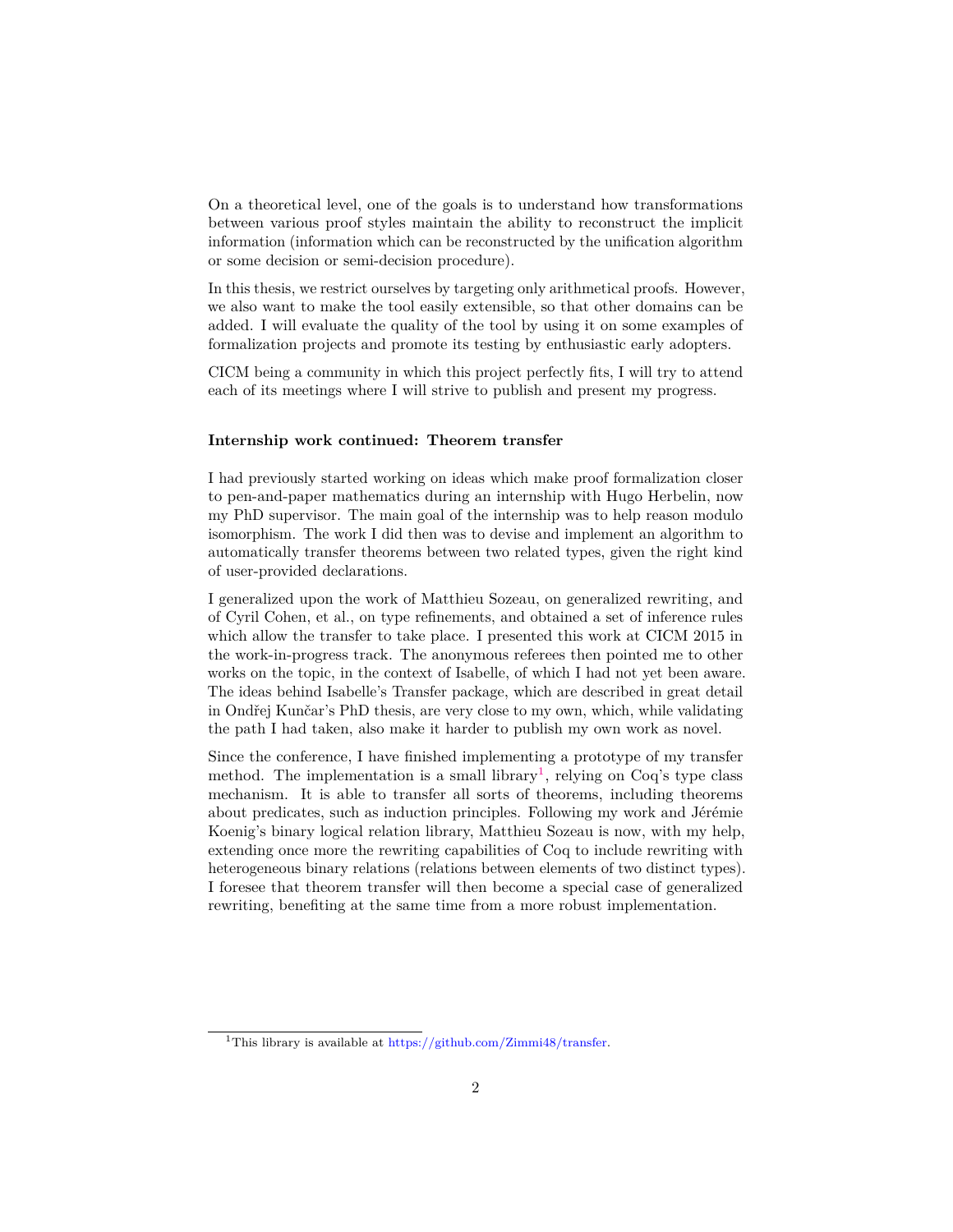On a theoretical level, one of the goals is to understand how transformations between various proof styles maintain the ability to reconstruct the implicit information (information which can be reconstructed by the unification algorithm or some decision or semi-decision procedure).

In this thesis, we restrict ourselves by targeting only arithmetical proofs. However, we also want to make the tool easily extensible, so that other domains can be added. I will evaluate the quality of the tool by using it on some examples of formalization projects and promote its testing by enthusiastic early adopters.

CICM being a community in which this project perfectly fits, I will try to attend each of its meetings where I will strive to publish and present my progress.

**Internship work continued: Theorem transfer**

I had previously started working on ideas which make proof formalization closer to pen-and-paper mathematics during an internship with Hugo Herbelin, now my PhD supervisor. The main goal of the internship was to help reason modulo isomorphism. The work I did then was to devise and implement an algorithm to automatically transfer theorems between two related types, given the right kind of user-provided declarations.

I generalized upon the work of Matthieu Sozeau, on generalized rewriting, and of Cyril Cohen, et al., on type refinements, and obtained a set of inference rules which allow the transfer to take place. I presented this work at CICM 2015 in the work-in-progress track. The anonymous referees then pointed me to other works on the topic, in the context of Isabelle, of which I had not yet been aware. The ideas behind Isabelle's Transfer package, which are described in great detail in Ondřej Kunčar's PhD thesis, are very close to my own, which, while validating the path I had taken, also make it harder to publish my own work as novel.

Since the conference, I have finished implementing a prototype of my transfer method. The implementation is a small library[1], relying on Coq's type class mechanism. It is able to transfer all sorts of theorems, including theorems about predicates, such as induction principles. Following my work and Jérémie Koenig's binary logical relation library, Matthieu Sozeau is now, with my help, extending once more the rewriting capabilities of Coq to include rewriting with heterogeneous binary relations (relations between elements of two distinct types). I foresee that theorem transfer will then become a special case of generalized rewriting, benefiting at the same time from a more robust implementation.

[1] This library is available at https://github.com/Zimmi48/transfer.